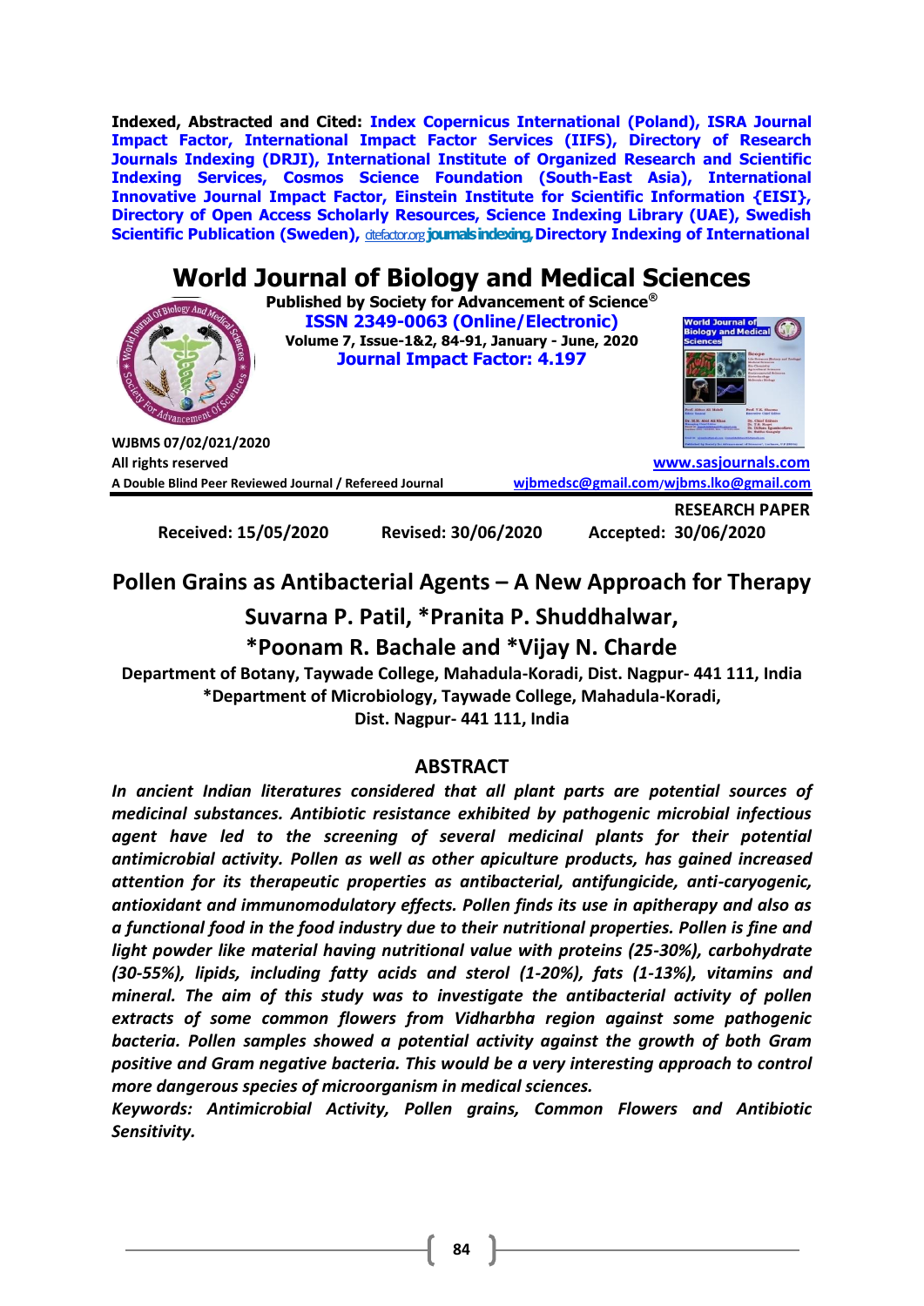**Indexed, Abstracted and Cited:** Index Copernicus International (Poland), ISRA Journal Impact Factor, International Impact Factor Services (IIFS), Directory of Research Journals Indexing (DRJI), International Institute of Organized Research and Scientific Indexing Services, Cosmos Science Foundation (South-East Asia), International Innovative Journal Impact Factor, Einstein Institute for Scientific Information {EISI}, Directory of Open Access Scholarly Resources, Science Indexing Library (UAE), Swedish Scientific Publication (Sweden), citefactor.org journals indexing, Directory Indexing of International

# World Journal of Biology and Medical Sciences

**Published by Society for Advancement of Science®**

**ISSN 2349-0063 (Online/Electronic)**

**Volume 7, Issue-1&2, 84-91, January - June, 2020**

**Journal Impact Factor: 4.197**

**WJBMS 07/02/021/2020**

**All rights reserved**

**A Double Blind Peer Reviewed Journal / Refereed Journal**

www.sasjournals.com

wjbmedsc@gmail.com/wjbms.lko@gmail.com

**RESEARCH PAPER**

**Received: 15/05/2020 Revised: 30/06/2020 Accepted: 30/06/2020**

## Pollen Grains as Antibacterial Agents – A New Approach for Therapy

### Suvarna P. Patil, *Pranita P. Shuddhalwar, *Poonam R. Bachale and *Vijay N. Charde

**Department of Botany, Taywade College, Mahadula-Koradi, Dist. Nagpur- 441 111, India**

***Department of Microbiology, Taywade College, Mahadula-Koradi, Dist. Nagpur- 441 111, India**

## ABSTRACT

*In ancient Indian literatures considered that all plant parts are potential sources of medicinal substances. Antibiotic resistance exhibited by pathogenic microbial infectious agent have led to the screening of several medicinal plants for their potential antimicrobial activity. Pollen as well as other apiculture products, has gained increased attention for its therapeutic properties as antibacterial, antifungicide, anti-caryogenic, antioxidant and immunomodulatory effects. Pollen finds its use in apitherapy and also as a functional food in the food industry due to their nutritional properties. Pollen is fine and light powder like material having nutritional value with proteins (25-30%), carbohydrate (30-55%), lipids, including fatty acids and sterol (1-20%), fats (1-13%), vitamins and mineral. The aim of this study was to investigate the antibacterial activity of pollen extracts of some common flowers from Vidharbha region against some pathogenic bacteria. Pollen samples showed a potential activity against the growth of both Gram positive and Gram negative bacteria. This would be a very interesting approach to control more dangerous species of microorganism in medical sciences.*

***Keywords:** Antimicrobial Activity, Pollen grains, Common Flowers and Antibiotic Sensitivity.*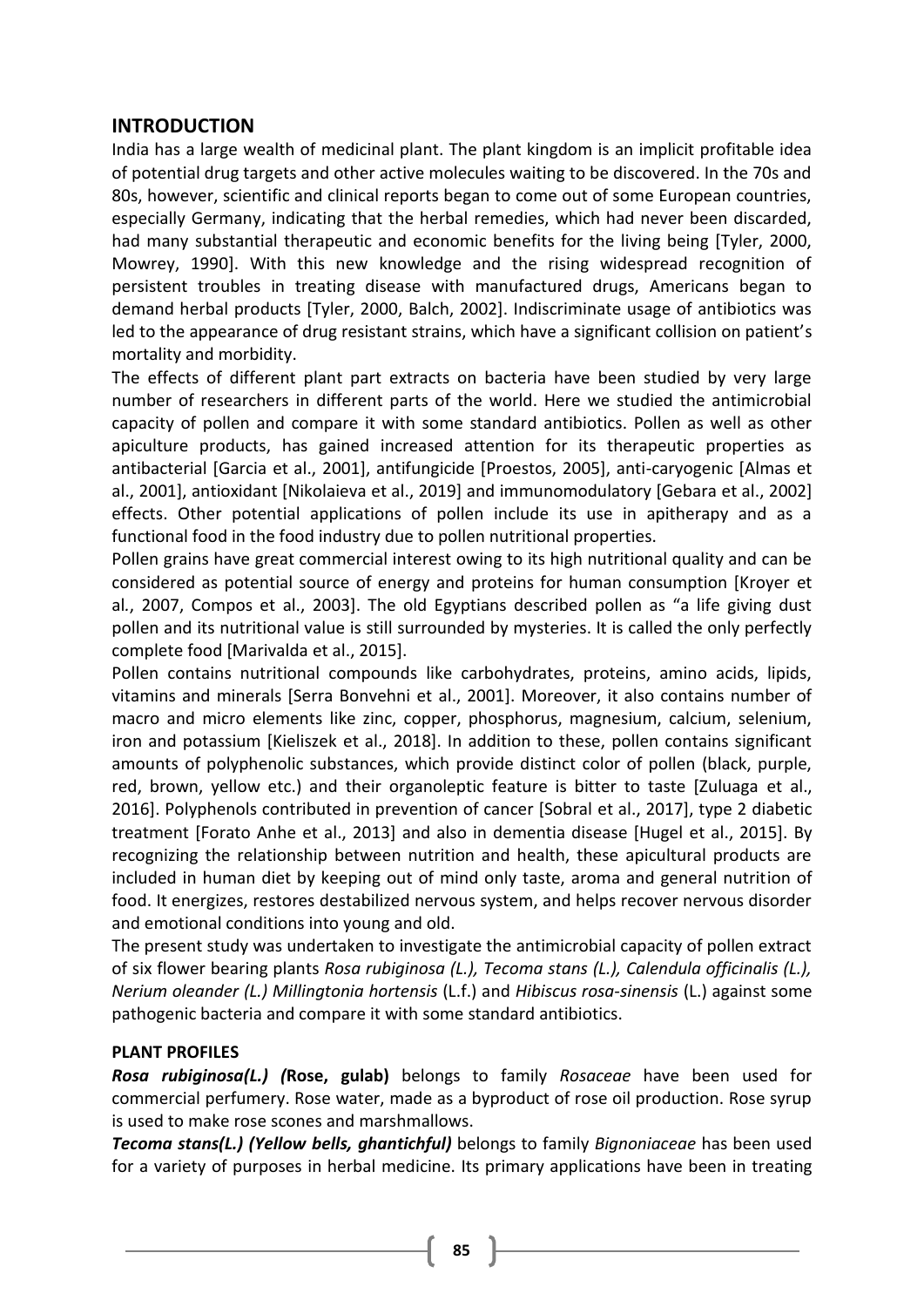## INTRODUCTION

India has a large wealth of medicinal plant. The plant kingdom is an implicit profitable idea of potential drug targets and other active molecules waiting to be discovered. In the 70s and 80s, however, scientific and clinical reports began to come out of some European countries, especially Germany, indicating that the herbal remedies, which had never been discarded, had many substantial therapeutic and economic benefits for the living being [Tyler, 2000, Mowrey, 1990]. With this new knowledge and the rising widespread recognition of persistent troubles in treating disease with manufactured drugs, Americans began to demand herbal products [Tyler, 2000, Balch, 2002]. Indiscriminate usage of antibiotics was led to the appearance of drug resistant strains, which have a significant collision on patient's mortality and morbidity.

The effects of different plant part extracts on bacteria have been studied by very large number of researchers in different parts of the world. Here we studied the antimicrobial capacity of pollen and compare it with some standard antibiotics. Pollen as well as other apiculture products, has gained increased attention for its therapeutic properties as antibacterial [Garcia et al., 2001], antifungicide [Proestos, 2005], anti-caryogenic [Almas et al., 2001], antioxidant [Nikolaieva et al., 2019] and immunomodulatory [Gebara et al., 2002] effects. Other potential applications of pollen include its use in apitherapy and as a functional food in the food industry due to pollen nutritional properties.

Pollen grains have great commercial interest owing to its high nutritional quality and can be considered as potential source of energy and proteins for human consumption [Kroyer et al., 2007, Compos et al., 2003]. The old Egyptians described pollen as "a life giving dust pollen and its nutritional value is still surrounded by mysteries. It is called the only perfectly complete food [Marivalda et al., 2015].

Pollen contains nutritional compounds like carbohydrates, proteins, amino acids, lipids, vitamins and minerals [Serra Bonvehni et al., 2001]. Moreover, it also contains number of macro and micro elements like zinc, copper, phosphorus, magnesium, calcium, selenium, iron and potassium [Kieliszek et al., 2018]. In addition to these, pollen contains significant amounts of polyphenolic substances, which provide distinct color of pollen (black, purple, red, brown, yellow etc.) and their organoleptic feature is bitter to taste [Zuluaga et al., 2016]. Polyphenols contributed in prevention of cancer [Sobral et al., 2017], type 2 diabetic treatment [Forato Anhe et al., 2013] and also in dementia disease [Hugel et al., 2015]. By recognizing the relationship between nutrition and health, these apicultural products are included in human diet by keeping out of mind only taste, aroma and general nutrition of food. It energizes, restores destabilized nervous system, and helps recover nervous disorder and emotional conditions into young and old.

The present study was undertaken to investigate the antimicrobial capacity of pollen extract of six flower bearing plants *Rosa rubiginosa (L.), Tecoma stans (L.), Calendula officinalis (L.), Nerium oleander (L.) Millingtonia hortensis* (L.f.) and *Hibiscus rosa-sinensis* (L.) against some pathogenic bacteria and compare it with some standard antibiotics.

### PLANT PROFILES

***Rosa rubiginosa(L.) (*Rose, gulab)** belongs to family *Rosaceae* have been used for commercial perfumery. Rose water, made as a byproduct of rose oil production. Rose syrup is used to make rose scones and marshmallows.

***Tecoma stans(L.) (Yellow bells, ghantichful)*** belongs to family *Bignoniaceae* has been used for a variety of purposes in herbal medicine. Its primary applications have been in treating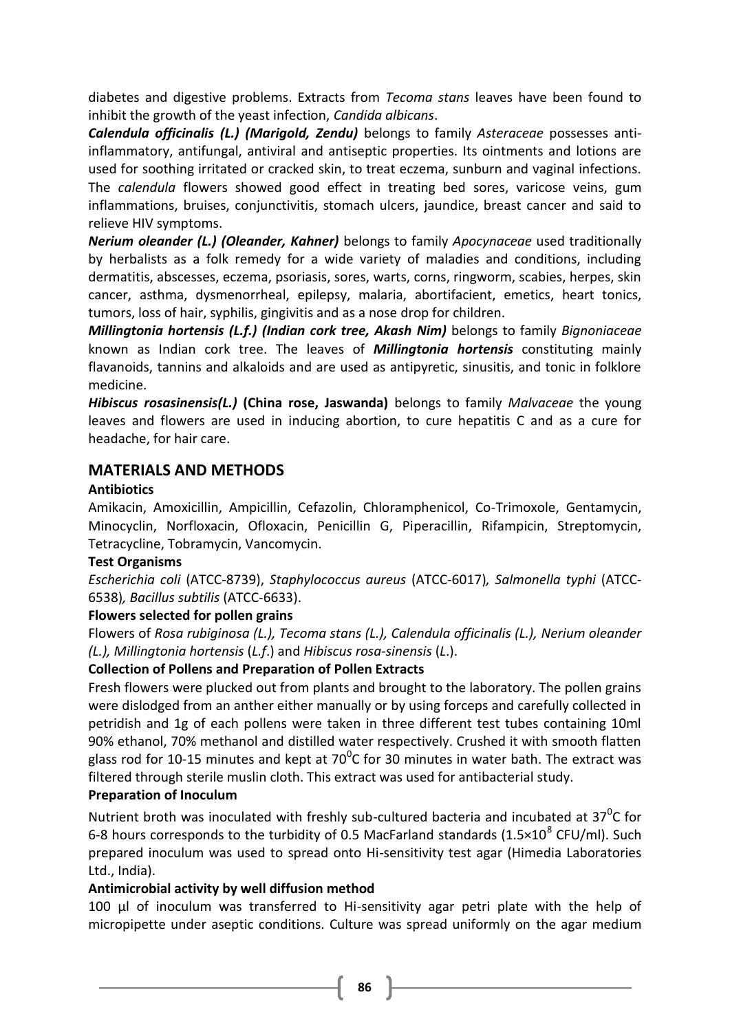diabetes and digestive problems. Extracts from *Tecoma stans* leaves have been found to inhibit the growth of the yeast infection, *Candida albicans*.

***Calendula officinalis (L.) (Marigold, Zendu)*** belongs to family *Asteraceae* possesses anti-inflammatory, antifungal, antiviral and antiseptic properties. Its ointments and lotions are used for soothing irritated or cracked skin, to treat eczema, sunburn and vaginal infections. The *calendula* flowers showed good effect in treating bed sores, varicose veins, gum inflammations, bruises, conjunctivitis, stomach ulcers, jaundice, breast cancer and said to relieve HIV symptoms.

***Nerium oleander (L.) (Oleander, Kahner)*** belongs to family *Apocynaceae* used traditionally by herbalists as a folk remedy for a wide variety of maladies and conditions, including dermatitis, abscesses, eczema, psoriasis, sores, warts, corns, ringworm, scabies, herpes, skin cancer, asthma, dysmenorrheal, epilepsy, malaria, abortifacient, emetics, heart tonics, tumors, loss of hair, syphilis, gingivitis and as a nose drop for children.

***Millingtonia hortensis (L.f.) (Indian cork tree, Akash Nim)*** belongs to family *Bignoniaceae* known as Indian cork tree. The leaves of ***Millingtonia hortensis*** constituting mainly flavanoids, tannins and alkaloids and are used as antipyretic, sinusitis, and tonic in folklore medicine.

***Hibiscus rosasinensis(L.)*** **(China rose, Jaswanda)** belongs to family *Malvaceae* the young leaves and flowers are used in inducing abortion, to cure hepatitis C and as a cure for headache, for hair care.

## MATERIALS AND METHODS

**Antibiotics**

Amikacin, Amoxicillin, Ampicillin, Cefazolin, Chloramphenicol, Co-Trimoxole, Gentamycin, Minocyclin, Norfloxacin, Ofloxacin, Penicillin G, Piperacillin, Rifampicin, Streptomycin, Tetracycline, Tobramycin, Vancomycin.

**Test Organisms**

*Escherichia coli* (ATCC-8739), *Staphylococcus aureus* (ATCC-6017)*, Salmonella typhi* (ATCC-6538)*, Bacillus subtilis* (ATCC-6633).

**Flowers selected for pollen grains**

Flowers of *Rosa rubiginosa (L.), Tecoma stans (L.), Calendula officinalis (L.), Nerium oleander (L.), Millingtonia hortensis* (*L.f.*) and *Hibiscus rosa-sinensis* (*L*.).

**Collection of Pollens and Preparation of Pollen Extracts**

Fresh flowers were plucked out from plants and brought to the laboratory. The pollen grains were dislodged from an anther either manually or by using forceps and carefully collected in petridish and 1g of each pollens were taken in three different test tubes containing 10ml 90% ethanol, 70% methanol and distilled water respectively. Crushed it with smooth flatten glass rod for 10-15 minutes and kept at $70^0$C for 30 minutes in water bath. The extract was filtered through sterile muslin cloth. This extract was used for antibacterial study.

**Preparation of Inoculum**

Nutrient broth was inoculated with freshly sub-cultured bacteria and incubated at $37^0$C for 6-8 hours corresponds to the turbidity of 0.5 MacFarland standards ($1.5 \times 10^8$ CFU/ml). Such prepared inoculum was used to spread onto Hi-sensitivity test agar (Himedia Laboratories Ltd., India).

**Antimicrobial activity by well diffusion method**

100 µl of inoculum was transferred to Hi-sensitivity agar petri plate with the help of micropipette under aseptic conditions. Culture was spread uniformly on the agar medium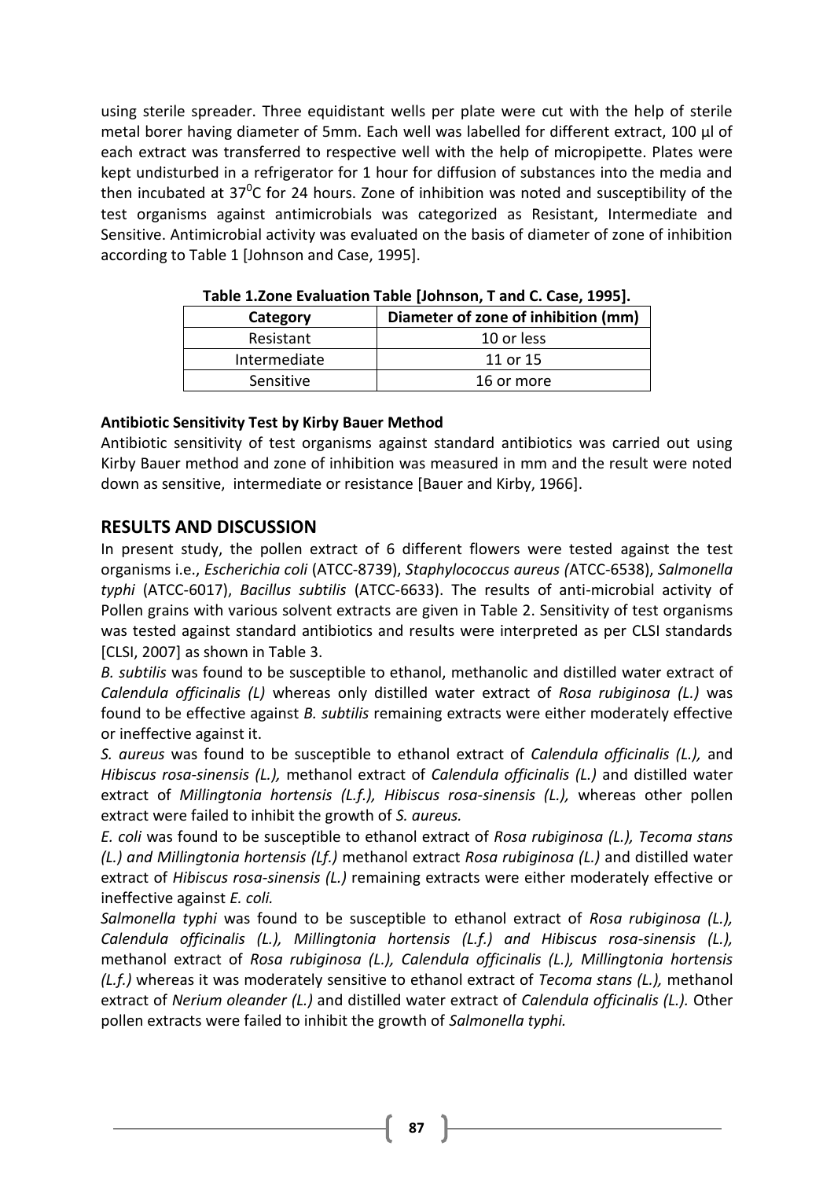using sterile spreader. Three equidistant wells per plate were cut with the help of sterile metal borer having diameter of 5mm. Each well was labelled for different extract, 100 µl of each extract was transferred to respective well with the help of micropipette. Plates were kept undisturbed in a refrigerator for 1 hour for diffusion of substances into the media and then incubated at 37$^0$C for 24 hours. Zone of inhibition was noted and susceptibility of the test organisms against antimicrobials was categorized as Resistant, Intermediate and Sensitive. Antimicrobial activity was evaluated on the basis of diameter of zone of inhibition according to Table 1 [Johnson and Case, 1995].

**Table 1.Zone Evaluation Table [Johnson, T and C. Case, 1995].**

| Category | Diameter of zone of inhibition (mm) |
|---|---|
| Resistant | 10 or less |
| Intermediate | 11 or 15 |
| Sensitive | 16 or more |

**Antibiotic Sensitivity Test by Kirby Bauer Method**

Antibiotic sensitivity of test organisms against standard antibiotics was carried out using Kirby Bauer method and zone of inhibition was measured in mm and the result were noted down as sensitive, intermediate or resistance [Bauer and Kirby, 1966].

## RESULTS AND DISCUSSION

In present study, the pollen extract of 6 different flowers were tested against the test organisms i.e., *Escherichia coli* (ATCC-8739), *Staphylococcus aureus (*ATCC-6538), *Salmonella typhi* (ATCC-6017), *Bacillus subtilis* (ATCC-6633). The results of anti-microbial activity of Pollen grains with various solvent extracts are given in Table 2. Sensitivity of test organisms was tested against standard antibiotics and results were interpreted as per CLSI standards [CLSI, 2007] as shown in Table 3.

*B. subtilis* was found to be susceptible to ethanol, methanolic and distilled water extract of *Calendula officinalis (L)* whereas only distilled water extract of *Rosa rubiginosa (L.)* was found to be effective against *B. subtilis* remaining extracts were either moderately effective or ineffective against it.

*S. aureus* was found to be susceptible to ethanol extract of *Calendula officinalis (L.),* and *Hibiscus rosa-sinensis (L.),* methanol extract of *Calendula officinalis (L.)* and distilled water extract of *Millingtonia hortensis (L.f.), Hibiscus rosa-sinensis (L.),* whereas other pollen extract were failed to inhibit the growth of *S. aureus.*

*E. coli* was found to be susceptible to ethanol extract of *Rosa rubiginosa (L.), Tecoma stans (L.) and Millingtonia hortensis (Lf.)* methanol extract *Rosa rubiginosa (L.)* and distilled water extract of *Hibiscus rosa-sinensis (L.)* remaining extracts were either moderately effective or ineffective against *E. coli.*

*Salmonella typhi* was found to be susceptible to ethanol extract of *Rosa rubiginosa (L.), Calendula officinalis (L.), Millingtonia hortensis (L.f.) and Hibiscus rosa-sinensis (L.),* methanol extract of *Rosa rubiginosa (L.), Calendula officinalis (L.), Millingtonia hortensis (L.f.)* whereas it was moderately sensitive to ethanol extract of *Tecoma stans (L.),* methanol extract of *Nerium oleander (L.)* and distilled water extract of *Calendula officinalis (L.).* Other pollen extracts were failed to inhibit the growth of *Salmonella typhi.*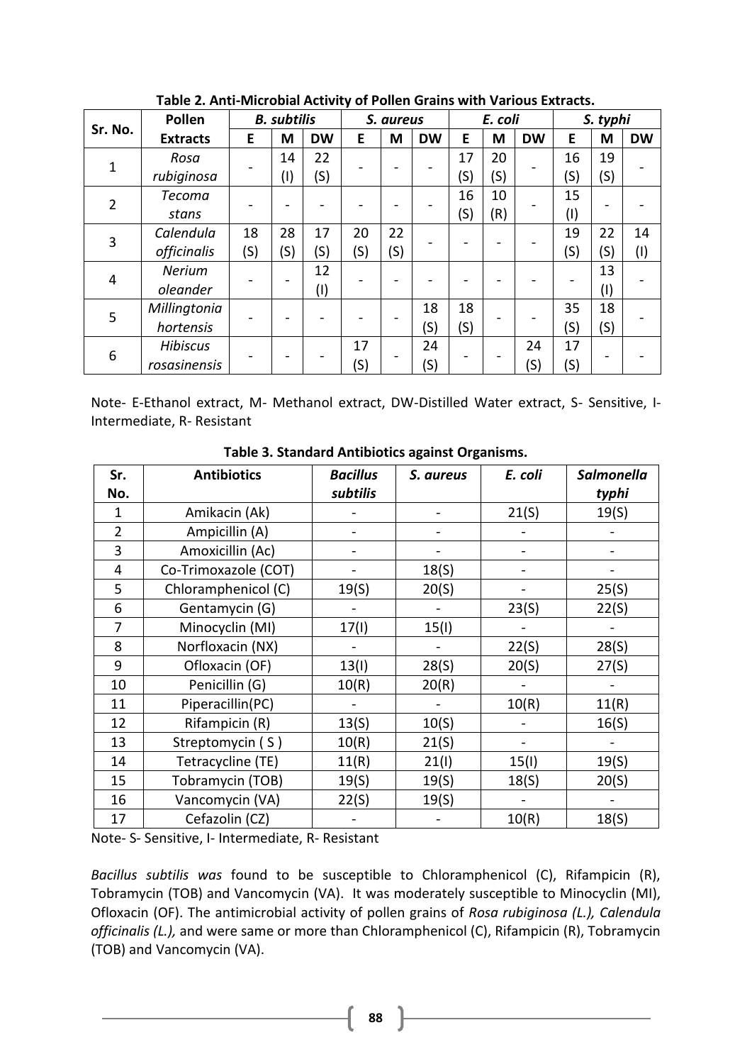**Table 2. Anti-Microbial Activity of Pollen Grains with Various Extracts.**

| Sr. No. | Pollen Extracts | *B. subtilis* | | | *S. aureus* | | | *E. coli* | | | *S. typhi* | | |
|---|---|---|---|---|---|---|---|---|---|---|---|---|---|
| | | E | M | DW | E | M | DW | E | M | DW | E | M | DW |
| 1 | *Rosa rubiginosa* | - | 14 (I) | 22 (S) | - | - | - | 17 (S) | 20 (S) | - | 16 (S) | 19 (S) | - |
| 2 | *Tecoma stans* | - | - | - | - | - | - | 16 (S) | 10 (R) | - | 15 (I) | - | - |
| 3 | *Calendula officinalis* | 18 (S) | 28 (S) | 17 (S) | 20 (S) | 22 (S) | - | - | - | - | 19 (S) | 22 (S) | 14 (I) |
| 4 | *Nerium oleander* | - | - | 12 (I) | - | - | - | - | - | - | - | 13 (I) | - |
| 5 | *Millingtonia hortensis* | - | - | - | - | - | 18 (S) | 18 (S) | - | - | 35 (S) | 18 (S) | - |
| 6 | *Hibiscus rosasinensis* | - | - | - | 17 (S) | - | 24 (S) | - | - | 24 (S) | 17 (S) | - | - |

Note- E-Ethanol extract, M- Methanol extract, DW-Distilled Water extract, S- Sensitive, I- Intermediate, R- Resistant

**Table 3. Standard Antibiotics against Organisms.**

| Sr. No. | Antibiotics | *Bacillus subtilis* | *S. aureus* | *E. coli* | *Salmonella typhi* |
|---|---|---|---|---|---|
| 1 | Amikacin (Ak) | - | - | 21(S) | 19(S) |
| 2 | Ampicillin (A) | - | - | - | - |
| 3 | Amoxicillin (Ac) | - | - | - | - |
| 4 | Co-Trimoxazole (COT) | - | 18(S) | - | - |
| 5 | Chloramphenicol (C) | 19(S) | 20(S) | - | 25(S) |
| 6 | Gentamycin (G) | - | - | 23(S) | 22(S) |
| 7 | Minocyclin (MI) | 17(I) | 15(I) | - | - |
| 8 | Norfloxacin (NX) | - | - | 22(S) | 28(S) |
| 9 | Ofloxacin (OF) | 13(I) | 28(S) | 20(S) | 27(S) |
| 10 | Penicillin (G) | 10(R) | 20(R) | - | - |
| 11 | Piperacillin(PC) | - | - | 10(R) | 11(R) |
| 12 | Rifampicin (R) | 13(S) | 10(S) | - | 16(S) |
| 13 | Streptomycin ( S ) | 10(R) | 21(S) | - | - |
| 14 | Tetracycline (TE) | 11(R) | 21(I) | 15(I) | 19(S) |
| 15 | Tobramycin (TOB) | 19(S) | 19(S) | 18(S) | 20(S) |
| 16 | Vancomycin (VA) | 22(S) | 19(S) | - | - |
| 17 | Cefazolin (CZ) | - | - | 10(R) | 18(S) |

Note- S- Sensitive, I- Intermediate, R- Resistant

*Bacillus subtilis was* found to be susceptible to Chloramphenicol (C), Rifampicin (R), Tobramycin (TOB) and Vancomycin (VA). It was moderately susceptible to Minocyclin (MI), Ofloxacin (OF). The antimicrobial activity of pollen grains of *Rosa rubiginosa (L.), Calendula officinalis (L.),* and were same or more than Chloramphenicol (C), Rifampicin (R), Tobramycin (TOB) and Vancomycin (VA).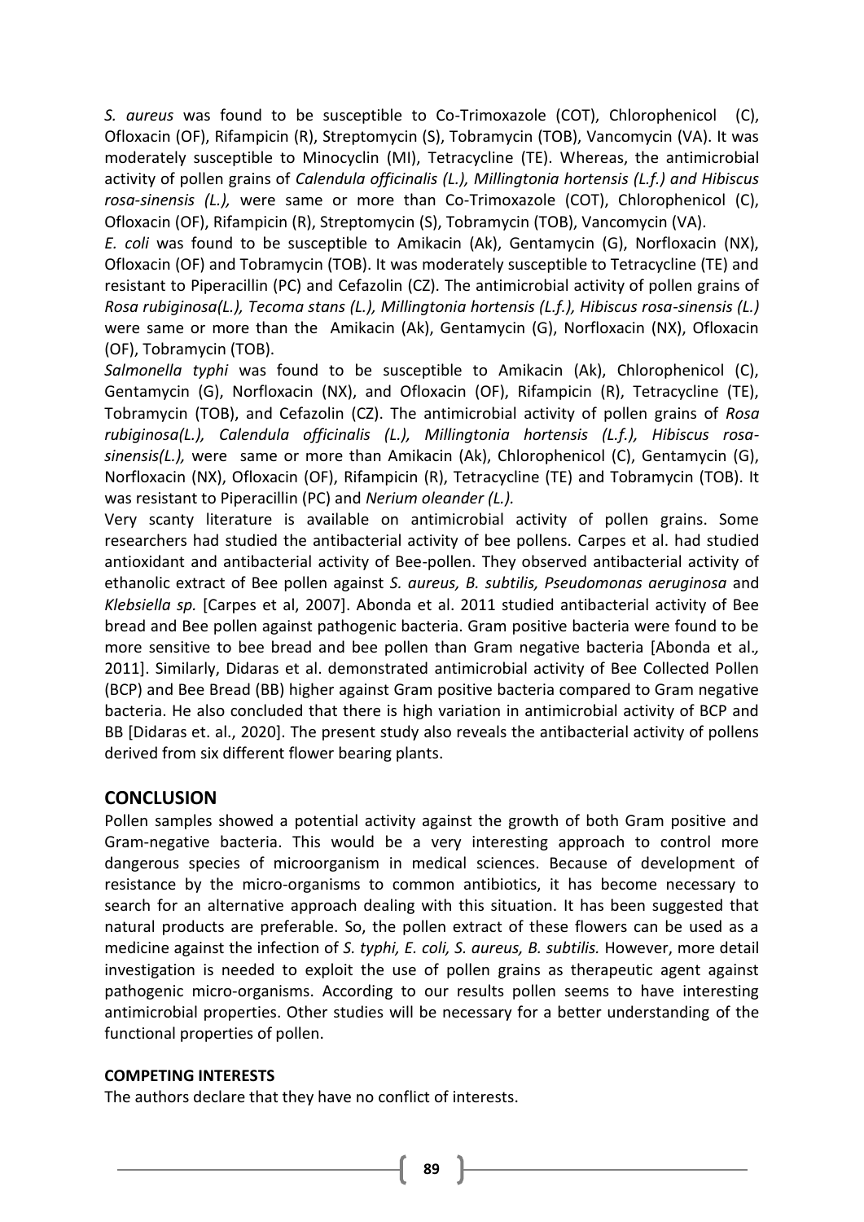*S. aureus* was found to be susceptible to Co-Trimoxazole (COT), Chlorophenicol (C), Ofloxacin (OF), Rifampicin (R), Streptomycin (S), Tobramycin (TOB), Vancomycin (VA). It was moderately susceptible to Minocyclin (MI), Tetracycline (TE). Whereas, the antimicrobial activity of pollen grains of *Calendula officinalis (L.), Millingtonia hortensis (L.f.) and Hibiscus rosa-sinensis (L.),* were same or more than Co-Trimoxazole (COT), Chlorophenicol (C), Ofloxacin (OF), Rifampicin (R), Streptomycin (S), Tobramycin (TOB), Vancomycin (VA).

*E. coli* was found to be susceptible to Amikacin (Ak), Gentamycin (G), Norfloxacin (NX), Ofloxacin (OF) and Tobramycin (TOB). It was moderately susceptible to Tetracycline (TE) and resistant to Piperacillin (PC) and Cefazolin (CZ). The antimicrobial activity of pollen grains of *Rosa rubiginosa(L.), Tecoma stans (L.), Millingtonia hortensis (L.f.), Hibiscus rosa-sinensis (L.)* were same or more than the Amikacin (Ak), Gentamycin (G), Norfloxacin (NX), Ofloxacin (OF), Tobramycin (TOB).

*Salmonella typhi* was found to be susceptible to Amikacin (Ak), Chlorophenicol (C), Gentamycin (G), Norfloxacin (NX), and Ofloxacin (OF), Rifampicin (R), Tetracycline (TE), Tobramycin (TOB), and Cefazolin (CZ). The antimicrobial activity of pollen grains of *Rosa rubiginosa(L.), Calendula officinalis (L.), Millingtonia hortensis (L.f.), Hibiscus rosa-sinensis(L.),* were same or more than Amikacin (Ak), Chlorophenicol (C), Gentamycin (G), Norfloxacin (NX), Ofloxacin (OF), Rifampicin (R), Tetracycline (TE) and Tobramycin (TOB). It was resistant to Piperacillin (PC) and *Nerium oleander (L.).*

Very scanty literature is available on antimicrobial activity of pollen grains. Some researchers had studied the antibacterial activity of bee pollens. Carpes et al. had studied antioxidant and antibacterial activity of Bee-pollen. They observed antibacterial activity of ethanolic extract of Bee pollen against *S. aureus, B. subtilis, Pseudomonas aeruginosa* and *Klebsiella sp.* [Carpes et al, 2007]. Abonda et al. 2011 studied antibacterial activity of Bee bread and Bee pollen against pathogenic bacteria. Gram positive bacteria were found to be more sensitive to bee bread and bee pollen than Gram negative bacteria [Abonda et al., 2011]. Similarly, Didaras et al. demonstrated antimicrobial activity of Bee Collected Pollen (BCP) and Bee Bread (BB) higher against Gram positive bacteria compared to Gram negative bacteria. He also concluded that there is high variation in antimicrobial activity of BCP and BB [Didaras et. al., 2020]. The present study also reveals the antibacterial activity of pollens derived from six different flower bearing plants.

## CONCLUSION

Pollen samples showed a potential activity against the growth of both Gram positive and Gram-negative bacteria. This would be a very interesting approach to control more dangerous species of microorganism in medical sciences. Because of development of resistance by the micro-organisms to common antibiotics, it has become necessary to search for an alternative approach dealing with this situation. It has been suggested that natural products are preferable. So, the pollen extract of these flowers can be used as a medicine against the infection of *S. typhi, E. coli, S. aureus, B. subtilis.* However, more detail investigation is needed to exploit the use of pollen grains as therapeutic agent against pathogenic micro-organisms. According to our results pollen seems to have interesting antimicrobial properties. Other studies will be necessary for a better understanding of the functional properties of pollen.

### COMPETING INTERESTS

The authors declare that they have no conflict of interests.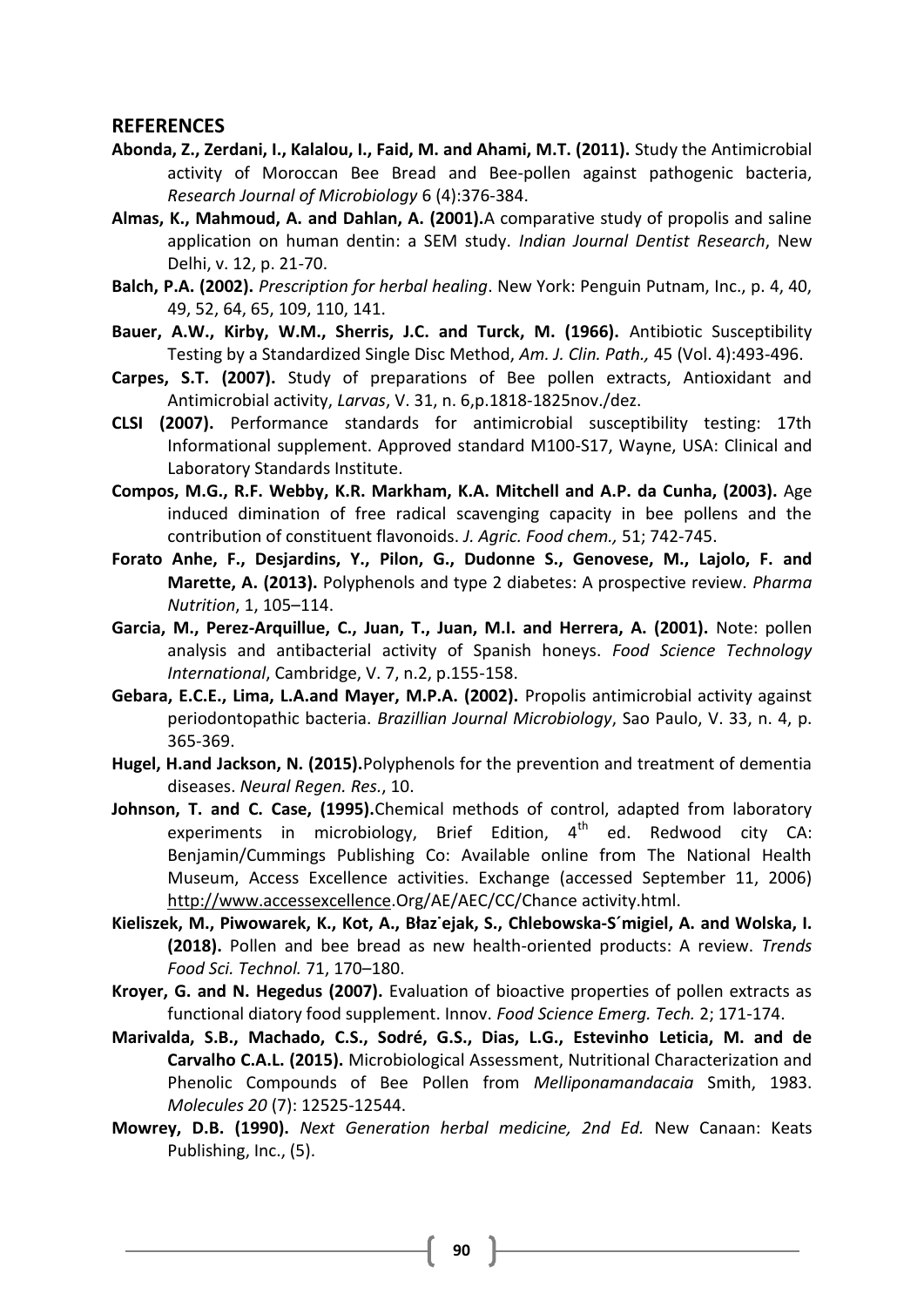## REFERENCES

**Abonda, Z., Zerdani, I., Kalalou, I., Faid, M. and Ahami, M.T. (2011).** Study the Antimicrobial activity of Moroccan Bee Bread and Bee-pollen against pathogenic bacteria, *Research Journal of Microbiology* 6 (4):376-384.

**Almas, K., Mahmoud, A. and Dahlan, A. (2001).**A comparative study of propolis and saline application on human dentin: a SEM study. *Indian Journal Dentist Research*, New Delhi, v. 12, p. 21-70.

**Balch, P.A. (2002).** *Prescription for herbal healing*. New York: Penguin Putnam, Inc., p. 4, 40, 49, 52, 64, 65, 109, 110, 141.

**Bauer, A.W., Kirby, W.M., Sherris, J.C. and Turck, M. (1966).** Antibiotic Susceptibility Testing by a Standardized Single Disc Method, *Am. J. Clin. Path.,* 45 (Vol. 4):493-496.

**Carpes, S.T. (2007).** Study of preparations of Bee pollen extracts, Antioxidant and Antimicrobial activity, *Larvas*, V. 31, n. 6,p.1818-1825nov./dez.

**CLSI (2007).** Performance standards for antimicrobial susceptibility testing: 17th Informational supplement. Approved standard M100-S17, Wayne, USA: Clinical and Laboratory Standards Institute.

**Compos, M.G., R.F. Webby, K.R. Markham, K.A. Mitchell and A.P. da Cunha, (2003).** Age induced dimination of free radical scavenging capacity in bee pollens and the contribution of constituent flavonoids. *J. Agric. Food chem.,* 51; 742-745.

**Forato Anhe, F., Desjardins, Y., Pilon, G., Dudonne S., Genovese, M., Lajolo, F. and Marette, A. (2013).** Polyphenols and type 2 diabetes: A prospective review. *Pharma Nutrition*, 1, 105–114.

**Garcia, M., Perez-Arquillue, C., Juan, T., Juan, M.I. and Herrera, A. (2001).** Note: pollen analysis and antibacterial activity of Spanish honeys. *Food Science Technology International*, Cambridge, V. 7, n.2, p.155-158.

**Gebara, E.C.E., Lima, L.A.and Mayer, M.P.A. (2002).** Propolis antimicrobial activity against periodontopathic bacteria. *Brazillian Journal Microbiology*, Sao Paulo, V. 33, n. 4, p. 365-369.

**Hugel, H.and Jackson, N. (2015).**Polyphenols for the prevention and treatment of dementia diseases. *Neural Regen. Res.*, 10.

**Johnson, T. and C. Case, (1995).**Chemical methods of control, adapted from laboratory experiments in microbiology, Brief Edition, 4th ed. Redwood city CA: Benjamin/Cummings Publishing Co: Available online from The National Health Museum, Access Excellence activities. Exchange (accessed September 11, 2006) http://www.accessexcellence.Org/AE/AEC/CC/Chance activity.html.

**Kieliszek, M., Piwowarek, K., Kot, A., Błaz˙ejak, S., Chlebowska-S´migiel, A. and Wolska, I. (2018).** Pollen and bee bread as new health-oriented products: A review. *Trends Food Sci. Technol.* 71, 170–180.

**Kroyer, G. and N. Hegedus (2007).** Evaluation of bioactive properties of pollen extracts as functional diatory food supplement. Innov. *Food Science Emerg. Tech.* 2; 171-174.

**Marivalda, S.B., Machado, C.S., Sodré, G.S., Dias, L.G., Estevinho Leticia, M. and de Carvalho C.A.L. (2015).** Microbiological Assessment, Nutritional Characterization and Phenolic Compounds of Bee Pollen from *Melliponamandacaia* Smith, 1983. *Molecules 20* (7): 12525-12544.

**Mowrey, D.B. (1990).** *Next Generation herbal medicine, 2nd Ed.* New Canaan: Keats Publishing, Inc., (5).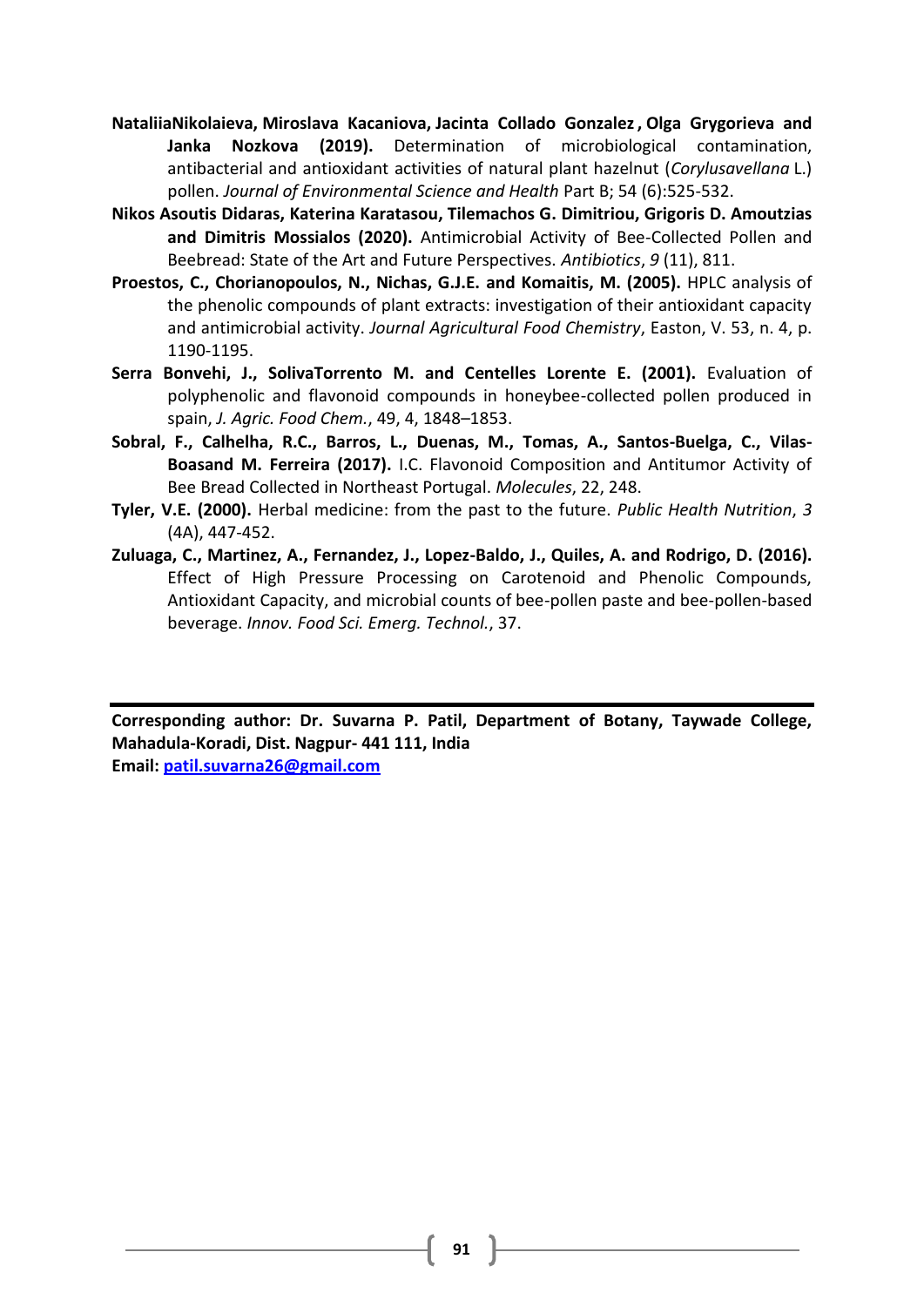**NataliiaNikolaieva, Miroslava Kacaniova, Jacinta Collado Gonzalez , Olga Grygorieva and Janka Nozkova (2019).** Determination of microbiological contamination, antibacterial and antioxidant activities of natural plant hazelnut (*Corylusavellana* L.) pollen. *Journal of Environmental Science and Health* Part B; 54 (6):525-532.

**Nikos Asoutis Didaras, Katerina Karatasou, Tilemachos G. Dimitriou, Grigoris D. Amoutzias and Dimitris Mossialos (2020).** Antimicrobial Activity of Bee-Collected Pollen and Beebread: State of the Art and Future Perspectives. *Antibiotics*, *9* (11), 811.

**Proestos, C., Chorianopoulos, N., Nichas, G.J.E. and Komaitis, M. (2005).** HPLC analysis of the phenolic compounds of plant extracts: investigation of their antioxidant capacity and antimicrobial activity. *Journal Agricultural Food Chemistry*, Easton, V. 53, n. 4, p. 1190-1195.

**Serra Bonvehi, J., SolivaTorrento M. and Centelles Lorente E. (2001).** Evaluation of polyphenolic and flavonoid compounds in honeybee-collected pollen produced in spain, *J. Agric. Food Chem.*, 49, 4, 1848–1853.

**Sobral, F., Calhelha, R.C., Barros, L., Duenas, M., Tomas, A., Santos-Buelga, C., Vilas-Boasand M. Ferreira (2017).** I.C. Flavonoid Composition and Antitumor Activity of Bee Bread Collected in Northeast Portugal. *Molecules*, 22, 248.

**Tyler, V.E. (2000).** Herbal medicine: from the past to the future. *Public Health Nutrition*, *3* (4A), 447-452.

**Zuluaga, C., Martinez, A., Fernandez, J., Lopez-Baldo, J., Quiles, A. and Rodrigo, D. (2016).** Effect of High Pressure Processing on Carotenoid and Phenolic Compounds, Antioxidant Capacity, and microbial counts of bee-pollen paste and bee-pollen-based beverage. *Innov. Food Sci. Emerg. Technol.*, 37.

---

**Corresponding author: Dr. Suvarna P. Patil, Department of Botany, Taywade College, Mahadula-Koradi, Dist. Nagpur- 441 111, India**
**Email: patil.suvarna26@gmail.com**